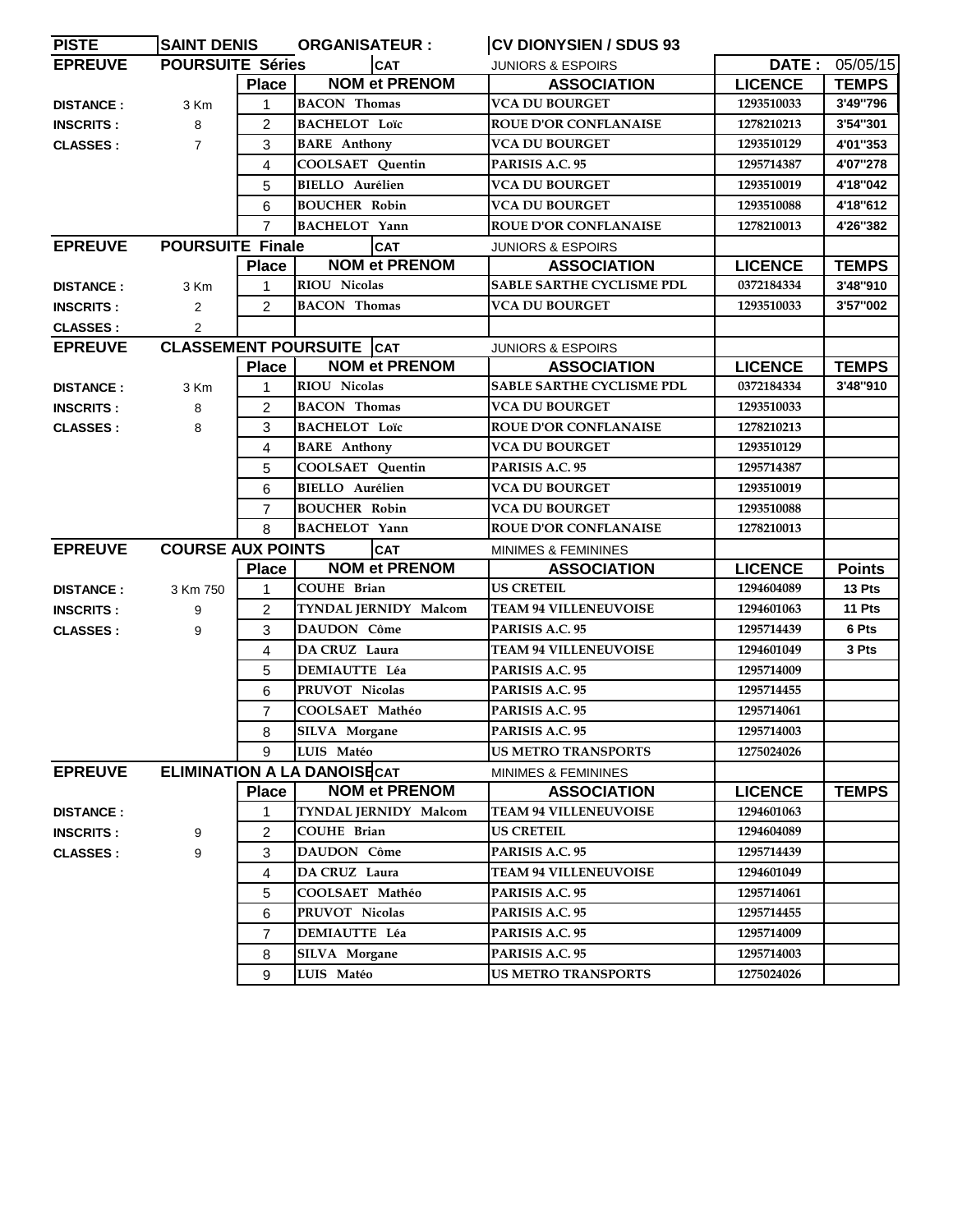| PISTE | SAINT DENIS | ORGANISATEUR : | | CV DIONYSIEN / SDUS 93 | | |
|---|---|---|---|---|---|---|
| **EPREUVE** | **POURSUITE Séries** | | **CAT** | JUNIORS & ESPOIRS | **DATE :** | 05/05/15 |
| | | **Place** | **NOM et PRENOM** | **ASSOCIATION** | **LICENCE** | **TEMPS** |
| **DISTANCE :** | 3 Km | 1 | BACON Thomas | VCA DU BOURGET | 1293510033 | 3'49''796 |
| **INSCRITS :** | 8 | 2 | BACHELOT Loïc | ROUE D'OR CONFLANAISE | 1278210213 | 3'54''301 |
| **CLASSES :** | 7 | 3 | BARE Anthony | VCA DU BOURGET | 1293510129 | 4'01''353 |
| | | 4 | COOLSAET Quentin | PARISIS A.C. 95 | 1295714387 | 4'07''278 |
| | | 5 | BIELLO Aurélien | VCA DU BOURGET | 1293510019 | 4'18''042 |
| | | 6 | BOUCHER Robin | VCA DU BOURGET | 1293510088 | 4'18''612 |
| | | 7 | BACHELOT Yann | ROUE D'OR CONFLANAISE | 1278210013 | 4'26''382 |
| **EPREUVE** | **POURSUITE Finale** | | **CAT** | JUNIORS & ESPOIRS | | |
| | | **Place** | **NOM et PRENOM** | **ASSOCIATION** | **LICENCE** | **TEMPS** |
| **DISTANCE :** | 3 Km | 1 | RIOU Nicolas | SABLE SARTHE CYCLISME PDL | 0372184334 | 3'48''910 |
| **INSCRITS :** | 2 | 2 | BACON Thomas | VCA DU BOURGET | 1293510033 | 3'57''002 |
| **CLASSES :** | 2 | | | | | |
| **EPREUVE** | **CLASSEMENT POURSUITE** | | **CAT** | JUNIORS & ESPOIRS | | |
| | | **Place** | **NOM et PRENOM** | **ASSOCIATION** | **LICENCE** | **TEMPS** |
| **DISTANCE :** | 3 Km | 1 | RIOU Nicolas | SABLE SARTHE CYCLISME PDL | 0372184334 | 3'48''910 |
| **INSCRITS :** | 8 | 2 | BACON Thomas | VCA DU BOURGET | 1293510033 | |
| **CLASSES :** | 8 | 3 | BACHELOT Loïc | ROUE D'OR CONFLANAISE | 1278210213 | |
| | | 4 | BARE Anthony | VCA DU BOURGET | 1293510129 | |
| | | 5 | COOLSAET Quentin | PARISIS A.C. 95 | 1295714387 | |
| | | 6 | BIELLO Aurélien | VCA DU BOURGET | 1293510019 | |
| | | 7 | BOUCHER Robin | VCA DU BOURGET | 1293510088 | |
| | | 8 | BACHELOT Yann | ROUE D'OR CONFLANAISE | 1278210013 | |
| **EPREUVE** | **COURSE AUX POINTS** | | **CAT** | MINIMES & FEMININES | | |
| | | **Place** | **NOM et PRENOM** | **ASSOCIATION** | **LICENCE** | **Points** |
| **DISTANCE :** | 3 Km 750 | 1 | COUHE Brian | US CRETEIL | 1294604089 | 13 Pts |
| **INSCRITS :** | 9 | 2 | TYNDAL JERNIDY Malcom | TEAM 94 VILLENEUVOISE | 1294601063 | 11 Pts |
| **CLASSES :** | 9 | 3 | DAUDON Côme | PARISIS A.C. 95 | 1295714439 | 6 Pts |
| | | 4 | DA CRUZ Laura | TEAM 94 VILLENEUVOISE | 1294601049 | 3 Pts |
| | | 5 | DEMIAUTTE Léa | PARISIS A.C. 95 | 1295714009 | |
| | | 6 | PRUVOT Nicolas | PARISIS A.C. 95 | 1295714455 | |
| | | 7 | COOLSAET Mathéo | PARISIS A.C. 95 | 1295714061 | |
| | | 8 | SILVA Morgane | PARISIS A.C. 95 | 1295714003 | |
| | | 9 | LUIS Matéo | US METRO TRANSPORTS | 1275024026 | |
| **EPREUVE** | **ELIMINATION A LA DANOISE** | | **CAT** | MINIMES & FEMININES | | |
| | | **Place** | **NOM et PRENOM** | **ASSOCIATION** | **LICENCE** | **TEMPS** |
| **DISTANCE :** | | 1 | TYNDAL JERNIDY Malcom | TEAM 94 VILLENEUVOISE | 1294601063 | |
| **INSCRITS :** | 9 | 2 | COUHE Brian | US CRETEIL | 1294604089 | |
| **CLASSES :** | 9 | 3 | DAUDON Côme | PARISIS A.C. 95 | 1295714439 | |
| | | 4 | DA CRUZ Laura | TEAM 94 VILLENEUVOISE | 1294601049 | |
| | | 5 | COOLSAET Mathéo | PARISIS A.C. 95 | 1295714061 | |
| | | 6 | PRUVOT Nicolas | PARISIS A.C. 95 | 1295714455 | |
| | | 7 | DEMIAUTTE Léa | PARISIS A.C. 95 | 1295714009 | |
| | | 8 | SILVA Morgane | PARISIS A.C. 95 | 1295714003 | |
| | | 9 | LUIS Matéo | US METRO TRANSPORTS | 1275024026 | |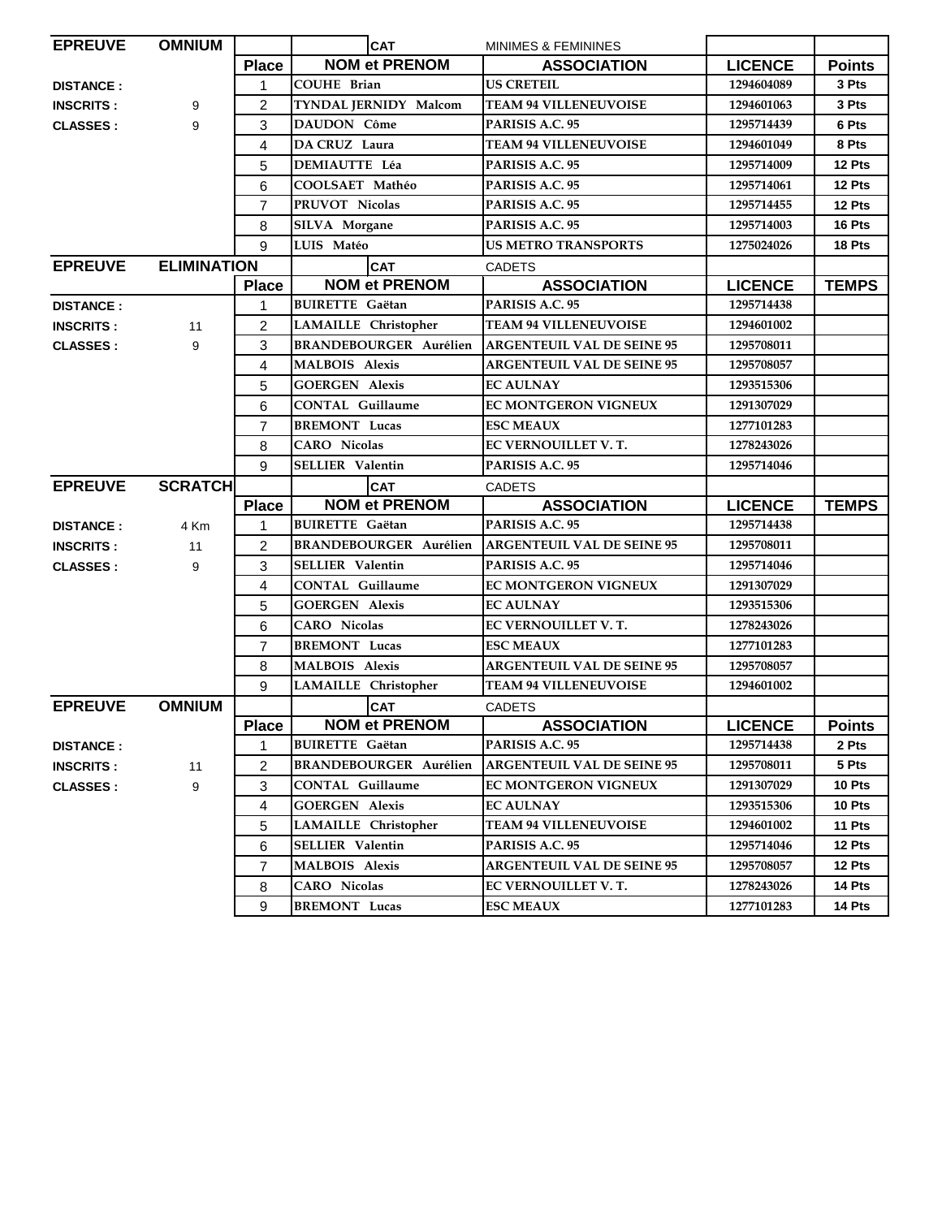| EPREUVE | OMNIUM | | | CAT | MINIMES & FEMININES | | |
|---|---|---|---|---|---|---|---|
| | | Place | NOM et PRENOM | | ASSOCIATION | LICENCE | Points |
| DISTANCE : | | 1 | COUHE Brian | | US CRETEIL | 1294604089 | 3 Pts |
| INSCRITS : | 9 | 2 | TYNDAL JERNIDY Malcom | | TEAM 94 VILLENEUVOISE | 1294601063 | 3 Pts |
| CLASSES : | 9 | 3 | DAUDON Côme | | PARISIS A.C. 95 | 1295714439 | 6 Pts |
| | | 4 | DA CRUZ Laura | | TEAM 94 VILLENEUVOISE | 1294601049 | 8 Pts |
| | | 5 | DEMIAUTTE Léa | | PARISIS A.C. 95 | 1295714009 | 12 Pts |
| | | 6 | COOLSAET Mathéo | | PARISIS A.C. 95 | 1295714061 | 12 Pts |
| | | 7 | PRUVOT Nicolas | | PARISIS A.C. 95 | 1295714455 | 12 Pts |
| | | 8 | SILVA Morgane | | PARISIS A.C. 95 | 1295714003 | 16 Pts |
| | | 9 | LUIS Matéo | | US METRO TRANSPORTS | 1275024026 | 18 Pts |

| EPREUVE | ELIMINATION | | | CAT | CADETS | | |
|---|---|---|---|---|---|---|---|
| | | Place | NOM et PRENOM | | ASSOCIATION | LICENCE | TEMPS |
| DISTANCE : | | 1 | BUIRETTE Gaëtan | | PARISIS A.C. 95 | 1295714438 | |
| INSCRITS : | 11 | 2 | LAMAILLE Christopher | | TEAM 94 VILLENEUVOISE | 1294601002 | |
| CLASSES : | 9 | 3 | BRANDEBOURGER Aurélien | | ARGENTEUIL VAL DE SEINE 95 | 1295708011 | |
| | | 4 | MALBOIS Alexis | | ARGENTEUIL VAL DE SEINE 95 | 1295708057 | |
| | | 5 | GOERGEN Alexis | | EC AULNAY | 1293515306 | |
| | | 6 | CONTAL Guillaume | | EC MONTGERON VIGNEUX | 1291307029 | |
| | | 7 | BREMONT Lucas | | ESC MEAUX | 1277101283 | |
| | | 8 | CARO Nicolas | | EC VERNOUILLET V. T. | 1278243026 | |
| | | 9 | SELLIER Valentin | | PARISIS A.C. 95 | 1295714046 | |

| EPREUVE | SCRATCH | | | CAT | CADETS | | |
|---|---|---|---|---|---|---|---|
| | | Place | NOM et PRENOM | | ASSOCIATION | LICENCE | TEMPS |
| DISTANCE : | 4 Km | 1 | BUIRETTE Gaëtan | | PARISIS A.C. 95 | 1295714438 | |
| INSCRITS : | 11 | 2 | BRANDEBOURGER Aurélien | | ARGENTEUIL VAL DE SEINE 95 | 1295708011 | |
| CLASSES : | 9 | 3 | SELLIER Valentin | | PARISIS A.C. 95 | 1295714046 | |
| | | 4 | CONTAL Guillaume | | EC MONTGERON VIGNEUX | 1291307029 | |
| | | 5 | GOERGEN Alexis | | EC AULNAY | 1293515306 | |
| | | 6 | CARO Nicolas | | EC VERNOUILLET V. T. | 1278243026 | |
| | | 7 | BREMONT Lucas | | ESC MEAUX | 1277101283 | |
| | | 8 | MALBOIS Alexis | | ARGENTEUIL VAL DE SEINE 95 | 1295708057 | |
| | | 9 | LAMAILLE Christopher | | TEAM 94 VILLENEUVOISE | 1294601002 | |

| EPREUVE | OMNIUM | | | CAT | CADETS | | |
|---|---|---|---|---|---|---|---|
| | | Place | NOM et PRENOM | | ASSOCIATION | LICENCE | Points |
| DISTANCE : | | 1 | BUIRETTE Gaëtan | | PARISIS A.C. 95 | 1295714438 | 2 Pts |
| INSCRITS : | 11 | 2 | BRANDEBOURGER Aurélien | | ARGENTEUIL VAL DE SEINE 95 | 1295708011 | 5 Pts |
| CLASSES : | 9 | 3 | CONTAL Guillaume | | EC MONTGERON VIGNEUX | 1291307029 | 10 Pts |
| | | 4 | GOERGEN Alexis | | EC AULNAY | 1293515306 | 10 Pts |
| | | 5 | LAMAILLE Christopher | | TEAM 94 VILLENEUVOISE | 1294601002 | 11 Pts |
| | | 6 | SELLIER Valentin | | PARISIS A.C. 95 | 1295714046 | 12 Pts |
| | | 7 | MALBOIS Alexis | | ARGENTEUIL VAL DE SEINE 95 | 1295708057 | 12 Pts |
| | | 8 | CARO Nicolas | | EC VERNOUILLET V. T. | 1278243026 | 14 Pts |
| | | 9 | BREMONT Lucas | | ESC MEAUX | 1277101283 | 14 Pts |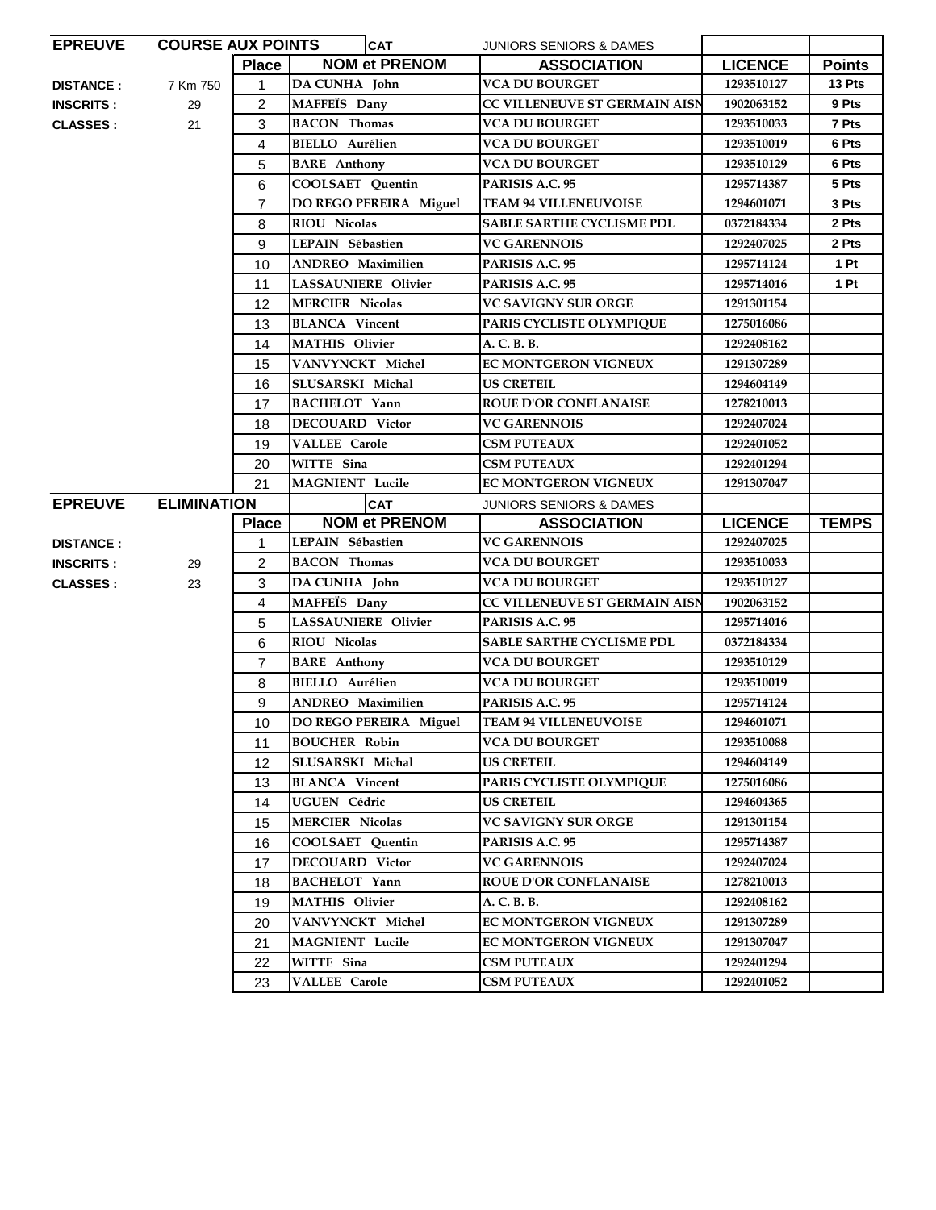| EPREUVE | COURSE AUX POINTS | | CAT | JUNIORS SENIORS & DAMES | | |
|---|---|---|---|---|---|---|
| | | **Place** | **NOM et PRENOM** | **ASSOCIATION** | **LICENCE** | **Points** |
| **DISTANCE :** | 7 Km 750 | 1 | DA CUNHA John | VCA DU BOURGET | 1293510127 | 13 Pts |
| **INSCRITS :** | 29 | 2 | MAFFEÏS Dany | CC VILLENEUVE ST GERMAIN AISN | 1902063152 | 9 Pts |
| **CLASSES :** | 21 | 3 | BACON Thomas | VCA DU BOURGET | 1293510033 | 7 Pts |
| | | 4 | BIELLO Aurélien | VCA DU BOURGET | 1293510019 | 6 Pts |
| | | 5 | BARE Anthony | VCA DU BOURGET | 1293510129 | 6 Pts |
| | | 6 | COOLSAET Quentin | PARISIS A.C. 95 | 1295714387 | 5 Pts |
| | | 7 | DO REGO PEREIRA Miguel | TEAM 94 VILLENEUVOISE | 1294601071 | 3 Pts |
| | | 8 | RIOU Nicolas | SABLE SARTHE CYCLISME PDL | 0372184334 | 2 Pts |
| | | 9 | LEPAIN Sébastien | VC GARENNOIS | 1292407025 | 2 Pts |
| | | 10 | ANDREO Maximilien | PARISIS A.C. 95 | 1295714124 | 1 Pt |
| | | 11 | LASSAUNIERE Olivier | PARISIS A.C. 95 | 1295714016 | 1 Pt |
| | | 12 | MERCIER Nicolas | VC SAVIGNY SUR ORGE | 1291301154 | |
| | | 13 | BLANCA Vincent | PARIS CYCLISTE OLYMPIQUE | 1275016086 | |
| | | 14 | MATHIS Olivier | A. C. B. B. | 1292408162 | |
| | | 15 | VANVYNCKT Michel | EC MONTGERON VIGNEUX | 1291307289 | |
| | | 16 | SLUSARSKI Michal | US CRETEIL | 1294604149 | |
| | | 17 | BACHELOT Yann | ROUE D'OR CONFLANAISE | 1278210013 | |
| | | 18 | DECOUARD Victor | VC GARENNOIS | 1292407024 | |
| | | 19 | VALLEE Carole | CSM PUTEAUX | 1292401052 | |
| | | 20 | WITTE Sina | CSM PUTEAUX | 1292401294 | |
| | | 21 | MAGNIENT Lucile | EC MONTGERON VIGNEUX | 1291307047 | |

| EPREUVE | ELIMINATION | | CAT | JUNIORS SENIORS & DAMES | | |
|---|---|---|---|---|---|---|
| | | **Place** | **NOM et PRENOM** | **ASSOCIATION** | **LICENCE** | **TEMPS** |
| **DISTANCE :** | | 1 | LEPAIN Sébastien | VC GARENNOIS | 1292407025 | |
| **INSCRITS :** | 29 | 2 | BACON Thomas | VCA DU BOURGET | 1293510033 | |
| **CLASSES :** | 23 | 3 | DA CUNHA John | VCA DU BOURGET | 1293510127 | |
| | | 4 | MAFFEÏS Dany | CC VILLENEUVE ST GERMAIN AISN | 1902063152 | |
| | | 5 | LASSAUNIERE Olivier | PARISIS A.C. 95 | 1295714016 | |
| | | 6 | RIOU Nicolas | SABLE SARTHE CYCLISME PDL | 0372184334 | |
| | | 7 | BARE Anthony | VCA DU BOURGET | 1293510129 | |
| | | 8 | BIELLO Aurélien | VCA DU BOURGET | 1293510019 | |
| | | 9 | ANDREO Maximilien | PARISIS A.C. 95 | 1295714124 | |
| | | 10 | DO REGO PEREIRA Miguel | TEAM 94 VILLENEUVOISE | 1294601071 | |
| | | 11 | BOUCHER Robin | VCA DU BOURGET | 1293510088 | |
| | | 12 | SLUSARSKI Michal | US CRETEIL | 1294604149 | |
| | | 13 | BLANCA Vincent | PARIS CYCLISTE OLYMPIQUE | 1275016086 | |
| | | 14 | UGUEN Cédric | US CRETEIL | 1294604365 | |
| | | 15 | MERCIER Nicolas | VC SAVIGNY SUR ORGE | 1291301154 | |
| | | 16 | COOLSAET Quentin | PARISIS A.C. 95 | 1295714387 | |
| | | 17 | DECOUARD Victor | VC GARENNOIS | 1292407024 | |
| | | 18 | BACHELOT Yann | ROUE D'OR CONFLANAISE | 1278210013 | |
| | | 19 | MATHIS Olivier | A. C. B. B. | 1292408162 | |
| | | 20 | VANVYNCKT Michel | EC MONTGERON VIGNEUX | 1291307289 | |
| | | 21 | MAGNIENT Lucile | EC MONTGERON VIGNEUX | 1291307047 | |
| | | 22 | WITTE Sina | CSM PUTEAUX | 1292401294 | |
| | | 23 | VALLEE Carole | CSM PUTEAUX | 1292401052 | |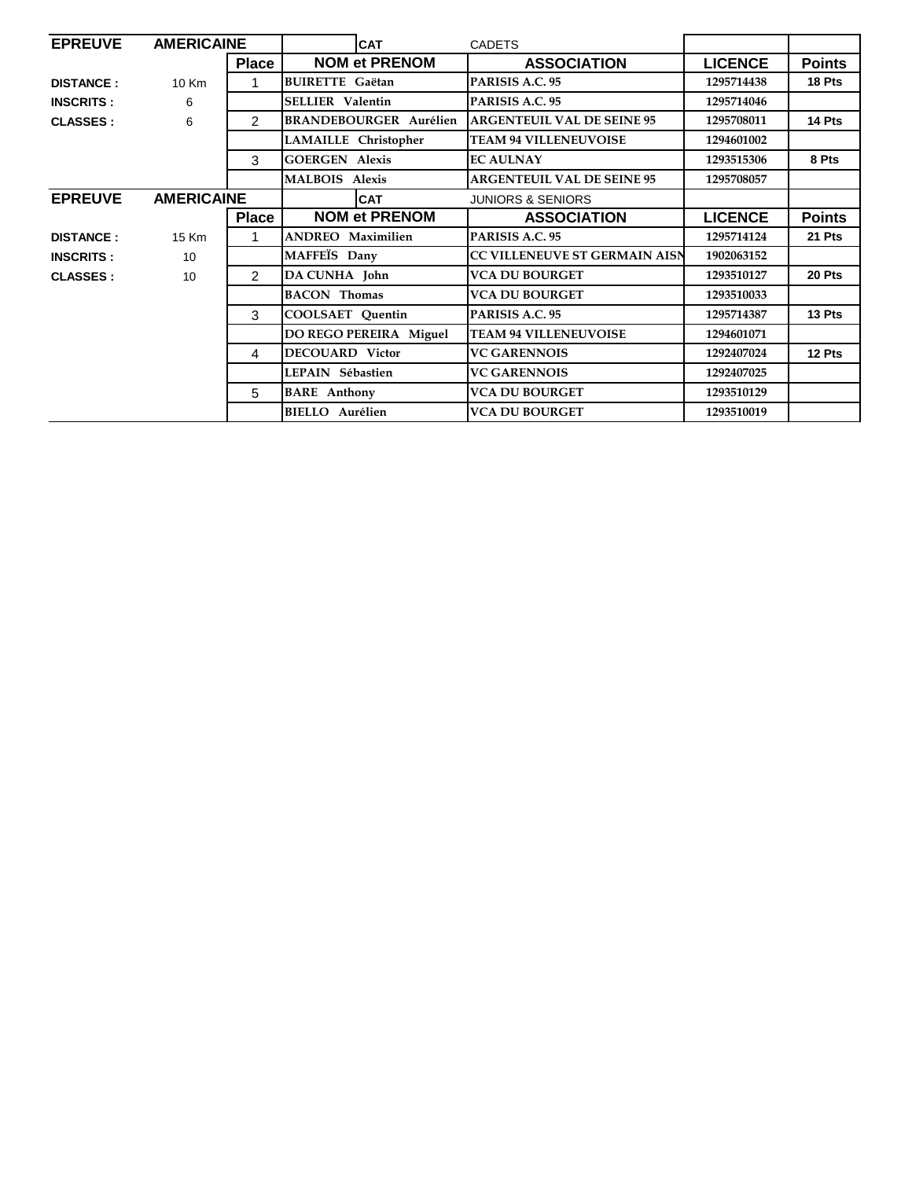| EPREUVE | AMERICAINE | | CAT | CADETS | | |
|---|---|---|---|---|---|---|
| | | Place | NOM et PRENOM | ASSOCIATION | LICENCE | Points |
| DISTANCE : | 10 Km | 1 | BUIRETTE Gaëtan | PARISIS A.C. 95 | 1295714438 | 18 Pts |
| INSCRITS : | 6 | | SELLIER Valentin | PARISIS A.C. 95 | 1295714046 | |
| CLASSES : | 6 | 2 | BRANDEBOURGER Aurélien | ARGENTEUIL VAL DE SEINE 95 | 1295708011 | 14 Pts |
| | | | LAMAILLE Christopher | TEAM 94 VILLENEUVOISE | 1294601002 | |
| | | 3 | GOERGEN Alexis | EC AULNAY | 1293515306 | 8 Pts |
| | | | MALBOIS Alexis | ARGENTEUIL VAL DE SEINE 95 | 1295708057 | |
| **EPREUVE** | **AMERICAINE** | | **CAT** | JUNIORS & SENIORS | | |
| | | Place | NOM et PRENOM | ASSOCIATION | LICENCE | Points |
| DISTANCE : | 15 Km | 1 | ANDREO Maximilien | PARISIS A.C. 95 | 1295714124 | 21 Pts |
| INSCRITS : | 10 | | MAFFEÏS Dany | CC VILLENEUVE ST GERMAIN AISN | 1902063152 | |
| CLASSES : | 10 | 2 | DA CUNHA John | VCA DU BOURGET | 1293510127 | 20 Pts |
| | | | BACON Thomas | VCA DU BOURGET | 1293510033 | |
| | | 3 | COOLSAET Quentin | PARISIS A.C. 95 | 1295714387 | 13 Pts |
| | | | DO REGO PEREIRA Miguel | TEAM 94 VILLENEUVOISE | 1294601071 | |
| | | 4 | DECOUARD Victor | VC GARENNOIS | 1292407024 | 12 Pts |
| | | | LEPAIN Sébastien | VC GARENNOIS | 1292407025 | |
| | | 5 | BARE Anthony | VCA DU BOURGET | 1293510129 | |
| | | | BIELLO Aurélien | VCA DU BOURGET | 1293510019 | |